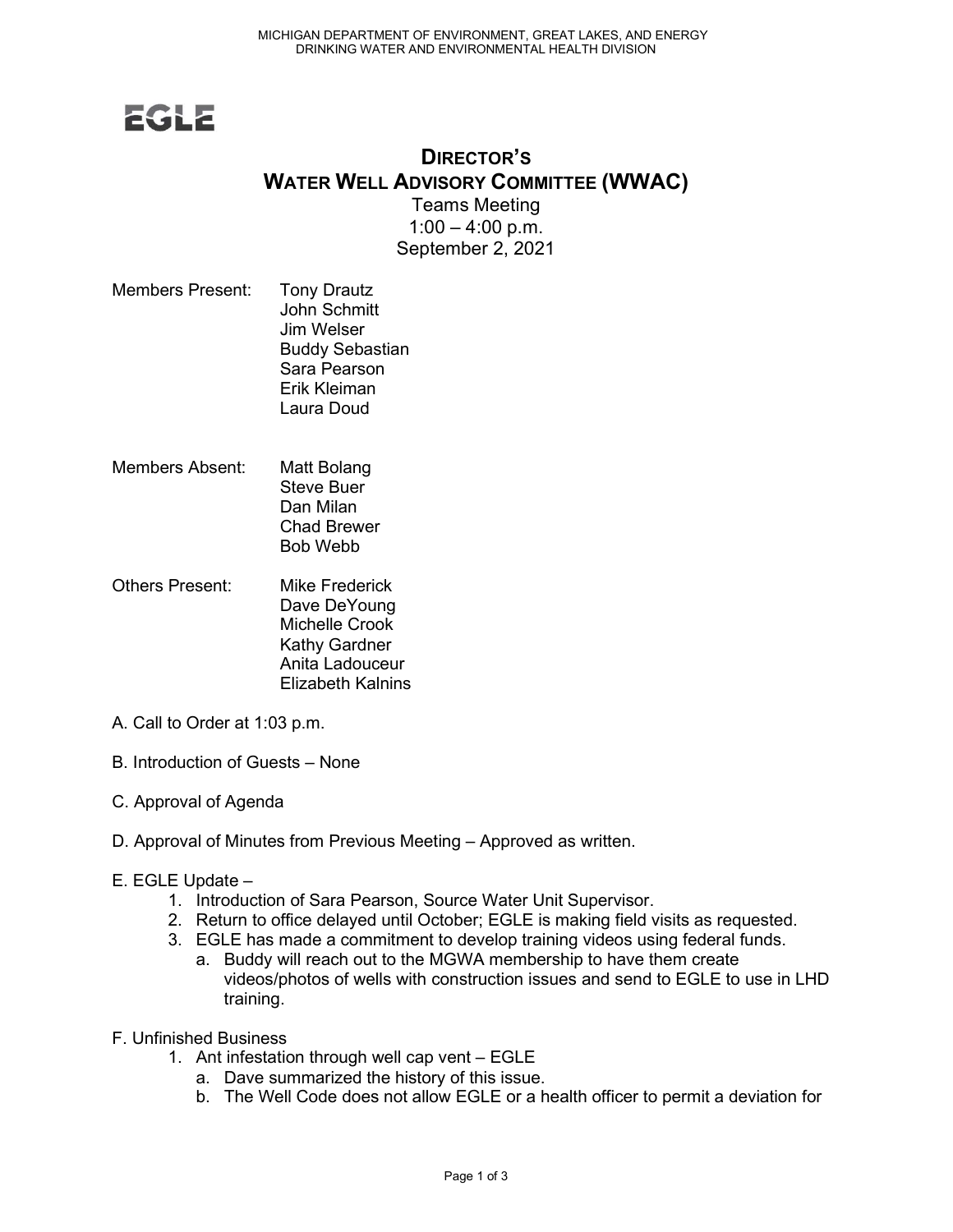MICHIGAN DEPARTMENT OF ENVIRONMENT, GREAT LAKES, AND ENERGY
DRINKING WATER AND ENVIRONMENTAL HEALTH DIVISION

EGLE

# DIRECTOR'S WATER WELL ADVISORY COMMITTEE (WWAC)

Teams Meeting
1:00 – 4:00 p.m.
September 2, 2021

Members Present: Tony Drautz
John Schmitt
Jim Welser
Buddy Sebastian
Sara Pearson
Erik Kleiman
Laura Doud

Members Absent: Matt Bolang
Steve Buer
Dan Milan
Chad Brewer
Bob Webb

Others Present: Mike Frederick
Dave DeYoung
Michelle Crook
Kathy Gardner
Anita Ladouceur
Elizabeth Kalnins

A. Call to Order at 1:03 p.m.

B. Introduction of Guests – None

C. Approval of Agenda

D. Approval of Minutes from Previous Meeting – Approved as written.

E. EGLE Update –
1. Introduction of Sara Pearson, Source Water Unit Supervisor.
2. Return to office delayed until October; EGLE is making field visits as requested.
3. EGLE has made a commitment to develop training videos using federal funds.
   a. Buddy will reach out to the MGWA membership to have them create videos/photos of wells with construction issues and send to EGLE to use in LHD training.

F. Unfinished Business
1. Ant infestation through well cap vent – EGLE
   a. Dave summarized the history of this issue.
   b. The Well Code does not allow EGLE or a health officer to permit a deviation for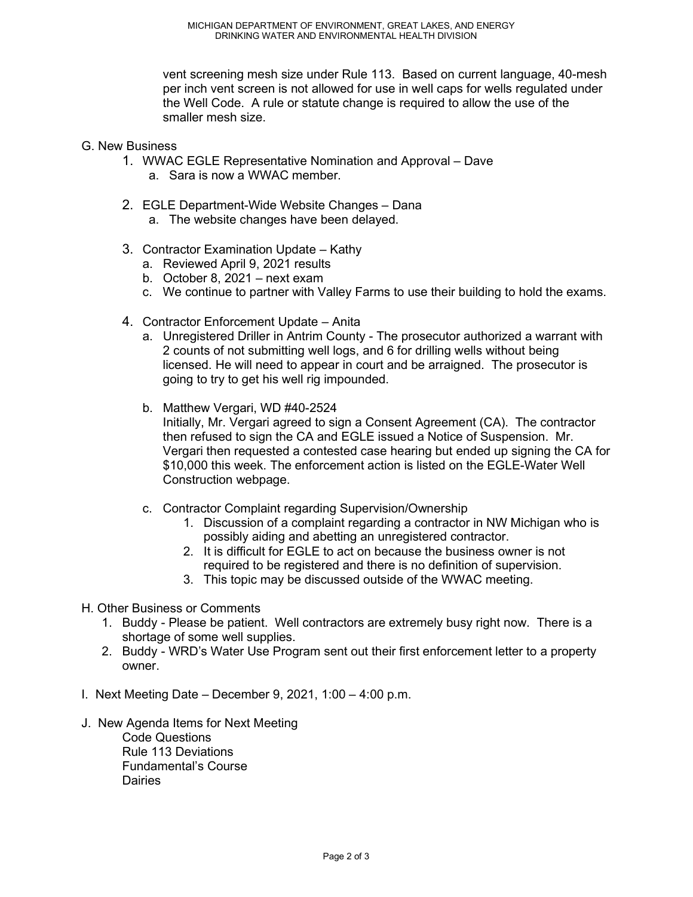vent screening mesh size under Rule 113. Based on current language, 40-mesh per inch vent screen is not allowed for use in well caps for wells regulated under the Well Code. A rule or statute change is required to allow the use of the smaller mesh size.

G. New Business

1. WWAC EGLE Representative Nomination and Approval – Dave
   a. Sara is now a WWAC member.

2. EGLE Department-Wide Website Changes – Dana
   a. The website changes have been delayed.

3. Contractor Examination Update – Kathy
   a. Reviewed April 9, 2021 results
   b. October 8, 2021 – next exam
   c. We continue to partner with Valley Farms to use their building to hold the exams.

4. Contractor Enforcement Update – Anita
   a. Unregistered Driller in Antrim County - The prosecutor authorized a warrant with 2 counts of not submitting well logs, and 6 for drilling wells without being licensed. He will need to appear in court and be arraigned. The prosecutor is going to try to get his well rig impounded.

   b. Matthew Vergari, WD #40-2524
      Initially, Mr. Vergari agreed to sign a Consent Agreement (CA). The contractor then refused to sign the CA and EGLE issued a Notice of Suspension. Mr. Vergari then requested a contested case hearing but ended up signing the CA for $10,000 this week. The enforcement action is listed on the EGLE-Water Well Construction webpage.

   c. Contractor Complaint regarding Supervision/Ownership
      1. Discussion of a complaint regarding a contractor in NW Michigan who is possibly aiding and abetting an unregistered contractor.
      2. It is difficult for EGLE to act on because the business owner is not required to be registered and there is no definition of supervision.
      3. This topic may be discussed outside of the WWAC meeting.

H. Other Business or Comments

1. Buddy - Please be patient. Well contractors are extremely busy right now. There is a shortage of some well supplies.
2. Buddy - WRD's Water Use Program sent out their first enforcement letter to a property owner.

I. Next Meeting Date – December 9, 2021, 1:00 – 4:00 p.m.

J. New Agenda Items for Next Meeting

Code Questions
Rule 113 Deviations
Fundamental's Course
Dairies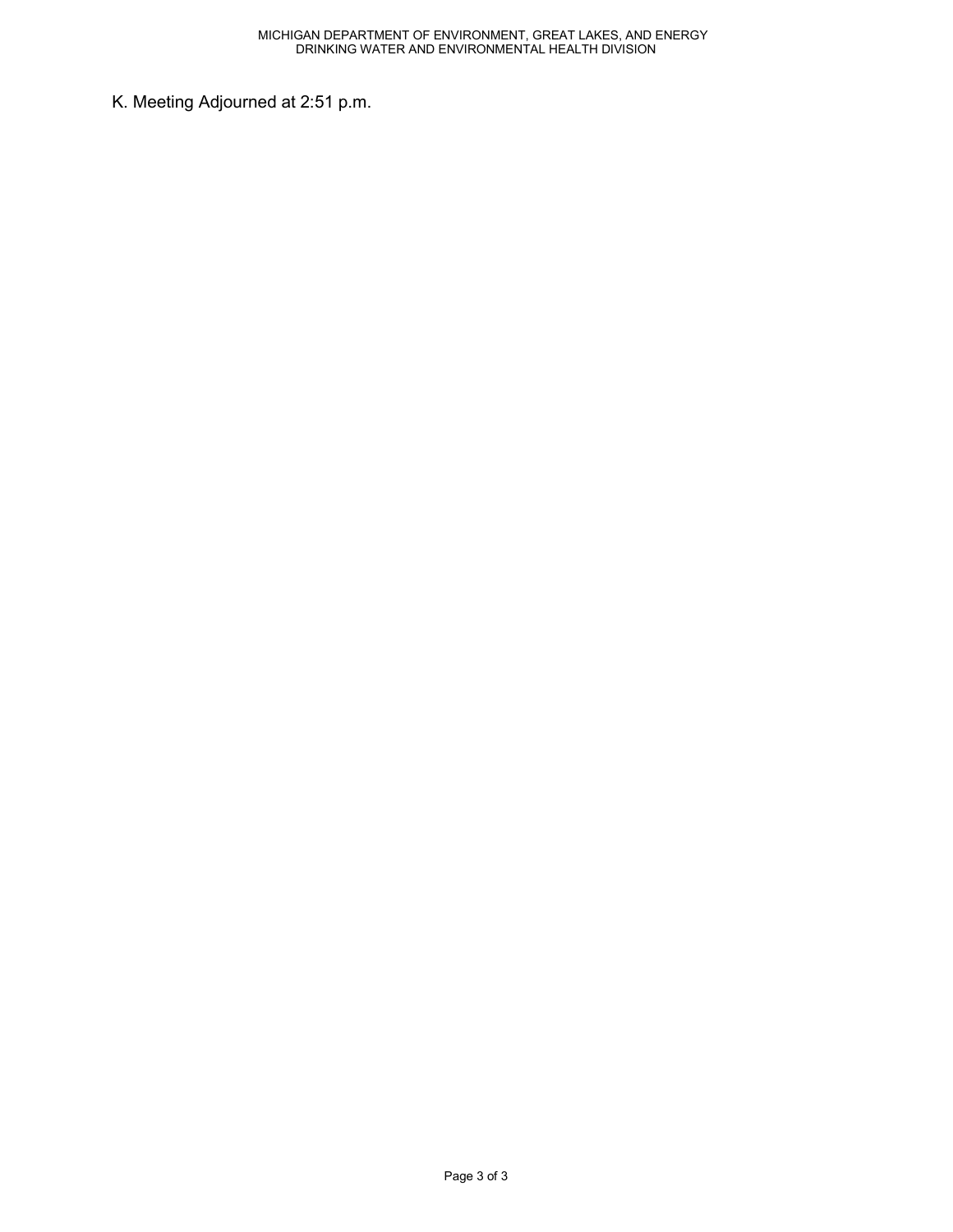K. Meeting Adjourned at 2:51 p.m.